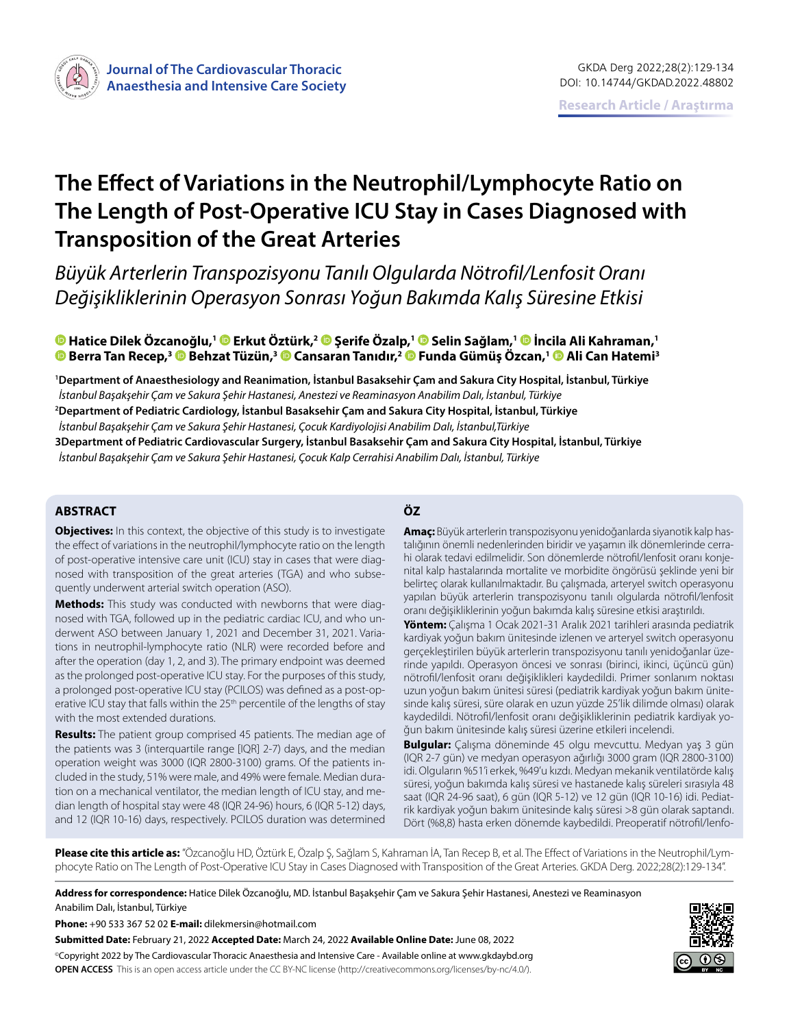# The Effect of Variations in the Neutrophil/Lymphocyte Ratio on The Length of Post-Operative ICU Stay in Cases Diagnosed with Transposition of the Great Arteries

*Büyük Arterlerin Transpozisyonu Tanılı Olgularda Nötrofil/Lenfosit Oranı Değişikliklerinin Operasyon Sonrası Yoğun Bakımda Kalış Süresine Etkisi*

**Hatice Dilek Özcanoğlu,[1] Erkut Öztürk,[2] Şerife Özalp,[1] Selin Sağlam,[1] İncila Ali Kahraman,[1] Berra Tan Recep,[3] Behzat Tüzün,[3] Cansaran Tanıdır,[2] Funda Gümüş Özcan,[1] Ali Can Hatemi[3]**

[1]**Department of Anaesthesiology and Reanimation, İstanbul Basaksehir Çam and Sakura City Hospital, İstanbul, Türkiye**
*İstanbul Başakşehir Çam ve Sakura Şehir Hastanesi, Anestezi ve Reaminasyon Anabilim Dalı, İstanbul, Türkiye*

[2]**Department of Pediatric Cardiology, İstanbul Basaksehir Çam and Sakura City Hospital, İstanbul, Türkiye**
*İstanbul Başakşehir Çam ve Sakura Şehir Hastanesi, Çocuk Kardiyolojisi Anabilim Dalı, İstanbul,Türkiye*

[3]**Department of Pediatric Cardiovascular Surgery, İstanbul Basaksehir Çam and Sakura City Hospital, İstanbul, Türkiye**
*İstanbul Başakşehir Çam ve Sakura Şehir Hastanesi, Çocuk Kalp Cerrahisi Anabilim Dalı, İstanbul, Türkiye*

## ABSTRACT

**Objectives:** In this context, the objective of this study is to investigate the effect of variations in the neutrophil/lymphocyte ratio on the length of post-operative intensive care unit (ICU) stay in cases that were diagnosed with transposition of the great arteries (TGA) and who subsequently underwent arterial switch operation (ASO).

**Methods:** This study was conducted with newborns that were diagnosed with TGA, followed up in the pediatric cardiac ICU, and who underwent ASO between January 1, 2021 and December 31, 2021. Variations in neutrophil-lymphocyte ratio (NLR) were recorded before and after the operation (day 1, 2, and 3). The primary endpoint was deemed as the prolonged post-operative ICU stay. For the purposes of this study, a prolonged post-operative ICU stay (PCILOS) was defined as a post-operative ICU stay that falls within the 25th percentile of the lengths of stay with the most extended durations.

**Results:** The patient group comprised 45 patients. The median age of the patients was 3 (interquartile range [IQR] 2-7) days, and the median operation weight was 3000 (IQR 2800-3100) grams. Of the patients included in the study, 51% were male, and 49% were female. Median duration on a mechanical ventilator, the median length of ICU stay, and median length of hospital stay were 48 (IQR 24-96) hours, 6 (IQR 5-12) days, and 12 (IQR 10-16) days, respectively. PCILOS duration was determined

## ÖZ

**Amaç:** Büyük arterlerin transpozisyonu yenidoğanlarda siyanotik kalp hastalığının önemli nedenlerinden biridir ve yaşamın ilk dönemlerinde cerrahi olarak tedavi edilmelidir. Son dönemlerde nötrofil/lenfosit oranı konjenital kalp hastalarında mortalite ve morbidite öngörüsü şeklinde yeni bir belirteç olarak kullanılmaktadır. Bu çalışmada, arteryel switch operasyonu yapılan büyük arterlerin transpozisyonu tanılı olgularda nötrofil/lenfosit oranı değişikliklerinin yoğun bakımda kalış süresine etkisi araştırıldı.

**Yöntem:** Çalışma 1 Ocak 2021-31 Aralık 2021 tarihleri arasında pediatrik kardiyak yoğun bakım ünitesinde izlenen ve arteryel switch operasyonu gerçekleştirilen büyük arterlerin transpozisyonu tanılı yenidoğanlar üzerinde yapıldı. Operasyon öncesi ve sonrası (birinci, ikinci, üçüncü gün) nötrofil/lenfosit oranı değişiklikleri kaydedildi. Primer sonlanım noktası uzun yoğun bakım ünitesi süresi (pediatrik kardiyak yoğun bakım ünitesinde kalış süresi, süre olarak en uzun yüzde 25'lik dilimde olması) olarak kaydedildi. Nötrofil/lenfosit oranı değişikliklerinin pediatrik kardiyak yoğun bakım ünitesinde kalış süresi üzerine etkileri incelendi.

**Bulgular:** Çalışma döneminde 45 olgu mevcuttu. Medyan yaş 3 gün (IQR 2-7 gün) ve medyan operasyon ağırlığı 3000 gram (IQR 2800-3100) idi. Olguların %51'i erkek, %49'u kızdı. Medyan mekanik ventilatörde kalış süresi, yoğun bakımda kalış süresi ve hastanede kalış süreleri sırasıyla 48 saat (IQR 24-96 saat), 6 gün (IQR 5-12) ve 12 gün (IQR 10-16) idi. Pediatrik kardiyak yoğun bakım ünitesinde kalış süresi >8 gün olarak saptandı. Dört (%8,8) hasta erken dönemde kaybedildi. Preoperatif nötrofil/lenfo-

**Please cite this article as:** "Özcanoğlu HD, Öztürk E, Özalp Ş, Sağlam S, Kahraman İA, Tan Recep B, et al. The Effect of Variations in the Neutrophil/Lymphocyte Ratio on The Length of Post-Operative ICU Stay in Cases Diagnosed with Transposition of the Great Arteries. GKDA Derg. 2022;28(2):129-134".

**Address for correspondence:** Hatice Dilek Özcanoğlu, MD. İstanbul Başakşehir Çam ve Sakura Şehir Hastanesi, Anestezi ve Reaminasyon Anabilim Dalı, İstanbul, Türkiye

**Phone:** +90 533 367 52 02 **E-mail:** dilekmersin@hotmail.com

**Submitted Date:** February 21, 2022 **Accepted Date:** March 24, 2022 **Available Online Date:** June 08, 2022

©Copyright 2022 by The Cardiovascular Thoracic Anaesthesia and Intensive Care - Available online at www.gkdaybd.org

**OPEN ACCESS** This is an open access article under the CC BY-NC license (http://creativecommons.org/licenses/by-nc/4.0/).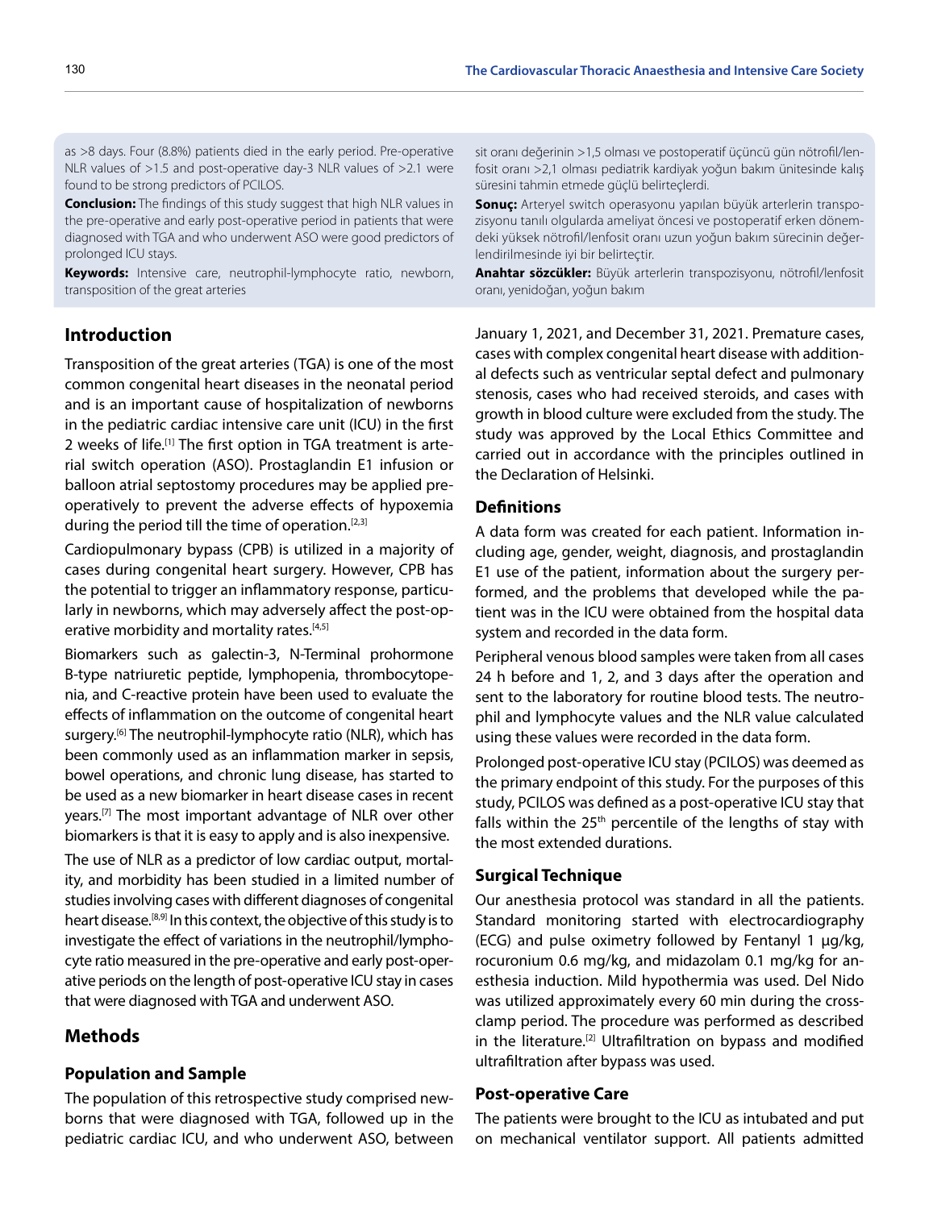as >8 days. Four (8.8%) patients died in the early period. Pre-operative NLR values of >1.5 and post-operative day-3 NLR values of >2.1 were found to be strong predictors of PCILOS.

**Conclusion:** The findings of this study suggest that high NLR values in the pre-operative and early post-operative period in patients that were diagnosed with TGA and who underwent ASO were good predictors of prolonged ICU stays.

**Keywords:** Intensive care, neutrophil-lymphocyte ratio, newborn, transposition of the great arteries

sit oranı değerinin >1,5 olması ve postoperatif üçüncü gün nötrofil/lenfosit oranı >2,1 olması pediatrik kardiyak yoğun bakım ünitesinde kalış süresini tahmin etmede güçlü belirteçlerdi.

**Sonuç:** Arteryel switch operasyonu yapılan büyük arterlerin transpozisyonu tanılı olgularda ameliyat öncesi ve postoperatif erken dönemdeki yüksek nötrofil/lenfosit oranı uzun yoğun bakım süresinin değerlendirilmesinde iyi bir belirteçtir.

**Anahtar sözcükler:** Büyük arterlerin transpozisyonu, nötrofil/lenfosit oranı, yenidoğan, yoğun bakım

## Introduction

Transposition of the great arteries (TGA) is one of the most common congenital heart diseases in the neonatal period and is an important cause of hospitalization of newborns in the pediatric cardiac intensive care unit (ICU) in the first 2 weeks of life.[1] The first option in TGA treatment is arterial switch operation (ASO). Prostaglandin E1 infusion or balloon atrial septostomy procedures may be applied pre-operatively to prevent the adverse effects of hypoxemia during the period till the time of operation.[2,3]

Cardiopulmonary bypass (CPB) is utilized in a majority of cases during congenital heart surgery. However, CPB has the potential to trigger an inflammatory response, particularly in newborns, which may adversely affect the post-operative morbidity and mortality rates.[4,5]

Biomarkers such as galectin-3, N-Terminal prohormone B-type natriuretic peptide, lymphopenia, thrombocytopenia, and C-reactive protein have been used to evaluate the effects of inflammation on the outcome of congenital heart surgery.[6] The neutrophil-lymphocyte ratio (NLR), which has been commonly used as an inflammation marker in sepsis, bowel operations, and chronic lung disease, has started to be used as a new biomarker in heart disease cases in recent years.[7] The most important advantage of NLR over other biomarkers is that it is easy to apply and is also inexpensive.

The use of NLR as a predictor of low cardiac output, mortality, and morbidity has been studied in a limited number of studies involving cases with different diagnoses of congenital heart disease.[8,9] In this context, the objective of this study is to investigate the effect of variations in the neutrophil/lymphocyte ratio measured in the pre-operative and early post-operative periods on the length of post-operative ICU stay in cases that were diagnosed with TGA and underwent ASO.

## Methods

### Population and Sample

The population of this retrospective study comprised newborns that were diagnosed with TGA, followed up in the pediatric cardiac ICU, and who underwent ASO, between January 1, 2021, and December 31, 2021. Premature cases, cases with complex congenital heart disease with additional defects such as ventricular septal defect and pulmonary stenosis, cases who had received steroids, and cases with growth in blood culture were excluded from the study. The study was approved by the Local Ethics Committee and carried out in accordance with the principles outlined in the Declaration of Helsinki.

### Definitions

A data form was created for each patient. Information including age, gender, weight, diagnosis, and prostaglandin E1 use of the patient, information about the surgery performed, and the problems that developed while the patient was in the ICU were obtained from the hospital data system and recorded in the data form.

Peripheral venous blood samples were taken from all cases 24 h before and 1, 2, and 3 days after the operation and sent to the laboratory for routine blood tests. The neutrophil and lymphocyte values and the NLR value calculated using these values were recorded in the data form.

Prolonged post-operative ICU stay (PCILOS) was deemed as the primary endpoint of this study. For the purposes of this study, PCILOS was defined as a post-operative ICU stay that falls within the 25th percentile of the lengths of stay with the most extended durations.

### Surgical Technique

Our anesthesia protocol was standard in all the patients. Standard monitoring started with electrocardiography (ECG) and pulse oximetry followed by Fentanyl 1 µg/kg, rocuronium 0.6 mg/kg, and midazolam 0.1 mg/kg for anesthesia induction. Mild hypothermia was used. Del Nido was utilized approximately every 60 min during the cross-clamp period. The procedure was performed as described in the literature.[2] Ultrafiltration on bypass and modified ultrafiltration after bypass was used.

### Post-operative Care

The patients were brought to the ICU as intubated and put on mechanical ventilator support. All patients admitted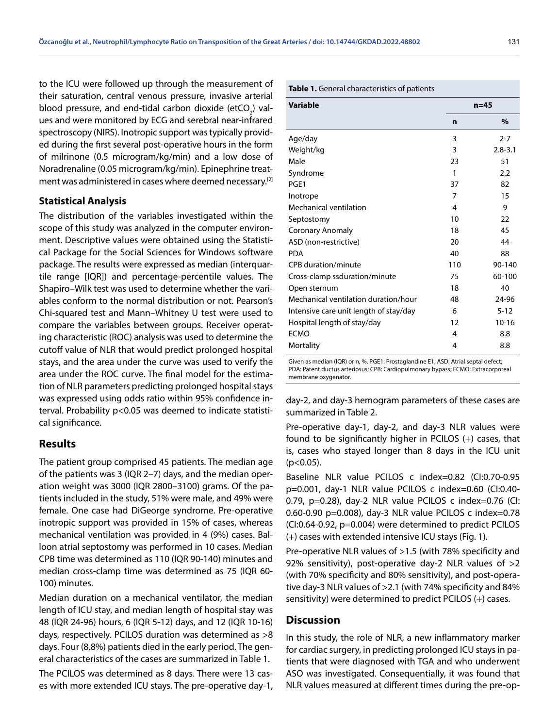to the ICU were followed up through the measurement of their saturation, central venous pressure, invasive arterial blood pressure, and end-tidal carbon dioxide ($etCO_2$) values and were monitored by ECG and serebral near-infrared spectroscopy (NIRS). Inotropic support was typically provided during the first several post-operative hours in the form of milrinone (0.5 microgram/kg/min) and a low dose of Noradrenaline (0.05 microgram/kg/min). Epinephrine treatment was administered in cases where deemed necessary.[2]

### Statistical Analysis

The distribution of the variables investigated within the scope of this study was analyzed in the computer environment. Descriptive values were obtained using the Statistical Package for the Social Sciences for Windows software package. The results were expressed as median (interquartile range [IQR]) and percentage-percentile values. The Shapiro–Wilk test was used to determine whether the variables conform to the normal distribution or not. Pearson's Chi-squared test and Mann–Whitney U test were used to compare the variables between groups. Receiver operating characteristic (ROC) analysis was used to determine the cutoff value of NLR that would predict prolonged hospital stays, and the area under the curve was used to verify the area under the ROC curve. The final model for the estimation of NLR parameters predicting prolonged hospital stays was expressed using odds ratio within 95% confidence interval. Probability p<0.05 was deemed to indicate statistical significance.

## Results

The patient group comprised 45 patients. The median age of the patients was 3 (IQR 2–7) days, and the median operation weight was 3000 (IQR 2800–3100) grams. Of the patients included in the study, 51% were male, and 49% were female. One case had DiGeorge syndrome. Pre-operative inotropic support was provided in 15% of cases, whereas mechanical ventilation was provided in 4 (9%) cases. Balloon atrial septostomy was performed in 10 cases. Median CPB time was determined as 110 (IQR 90-140) minutes and median cross-clamp time was determined as 75 (IQR 60-100) minutes.

Median duration on a mechanical ventilator, the median length of ICU stay, and median length of hospital stay was 48 (IQR 24-96) hours, 6 (IQR 5-12) days, and 12 (IQR 10-16) days, respectively. PCILOS duration was determined as >8 days. Four (8.8%) patients died in the early period. The general characteristics of the cases are summarized in Table 1.

**Table 1.** General characteristics of patients

| Variable | n=45 | |
|---|---|---|
| | **n** | **%** |
| Age/day | 3 | 2-7 |
| Weight/kg | 3 | 2.8-3.1 |
| Male | 23 | 51 |
| Syndrome | 1 | 2.2 |
| PGE1 | 37 | 82 |
| Inotrope | 7 | 15 |
| Mechanical ventilation | 4 | 9 |
| Septostomy | 10 | 22 |
| Coronary Anomaly | 18 | 45 |
| ASD (non-restrictive) | 20 | 44 |
| PDA | 40 | 88 |
| CPB duration/minute | 110 | 90-140 |
| Cross-clamp ssduration/minute | 75 | 60-100 |
| Open sternum | 18 | 40 |
| Mechanical ventilation duration/hour | 48 | 24-96 |
| Intensive care unit length of stay/day | 6 | 5-12 |
| Hospital length of stay/day | 12 | 10-16 |
| ECMO | 4 | 8.8 |
| Mortality | 4 | 8.8 |

Given as median (IQR) or n, %. PGE1: Prostaglandine E1; ASD: Atrial septal defect; PDA: Patent ductus arteriosus; CPB: Cardiopulmonary bypass; ECMO: Extracorporeal membrane oxygenator.

The PCILOS was determined as 8 days. There were 13 cases with more extended ICU stays. The pre-operative day-1, day-2, and day-3 hemogram parameters of these cases are summarized in Table 2.

Pre-operative day-1, day-2, and day-3 NLR values were found to be significantly higher in PCILOS (+) cases, that is, cases who stayed longer than 8 days in the ICU unit (p<0.05).

Baseline NLR value PCILOS c index=0.82 (CI:0.70-0.95 p=0.001, day-1 NLR value PCILOS c index=0.60 (CI:0.40-0.79, p=0.28), day-2 NLR value PCILOS c index=0.76 (CI: 0.60-0.90 p=0.008), day-3 NLR value PCILOS c index=0.78 (CI:0.64-0.92, p=0.004) were determined to predict PCILOS (+) cases with extended intensive ICU stays (Fig. 1).

Pre-operative NLR values of >1.5 (with 78% specificity and 92% sensitivity), post-operative day-2 NLR values of >2 (with 70% specificity and 80% sensitivity), and post-operative day-3 NLR values of >2.1 (with 74% specificity and 84% sensitivity) were determined to predict PCILOS (+) cases.

## Discussion

In this study, the role of NLR, a new inflammatory marker for cardiac surgery, in predicting prolonged ICU stays in patients that were diagnosed with TGA and who underwent ASO was investigated. Consequentially, it was found that NLR values measured at different times during the pre-op-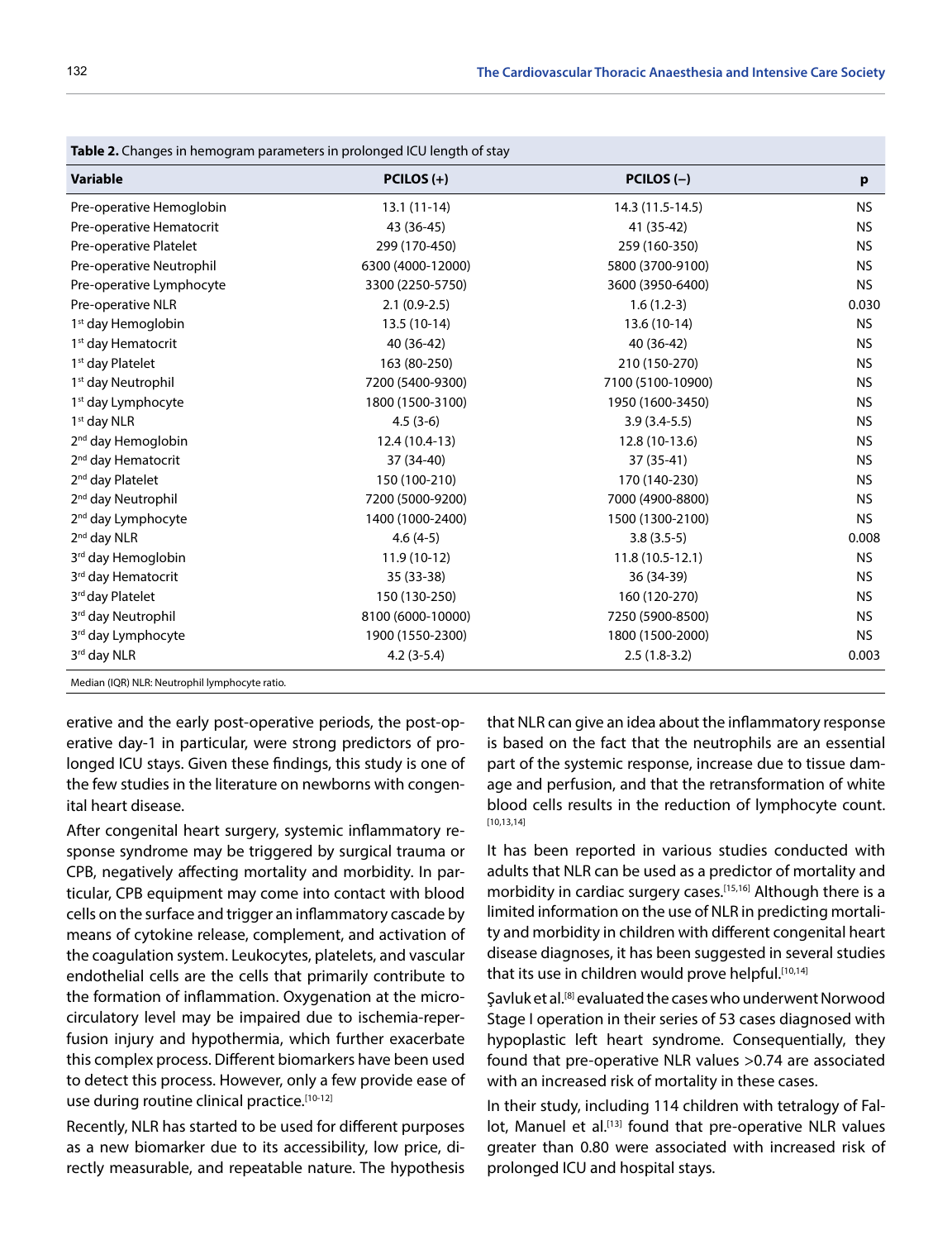**Table 2.** Changes in hemogram parameters in prolonged ICU length of stay

| Variable | PCILOS (+) | PCILOS (–) | p |
|---|---|---|---|
| Pre-operative Hemoglobin | 13.1 (11-14) | 14.3 (11.5-14.5) | NS |
| Pre-operative Hematocrit | 43 (36-45) | 41 (35-42) | NS |
| Pre-operative Platelet | 299 (170-450) | 259 (160-350) | NS |
| Pre-operative Neutrophil | 6300 (4000-12000) | 5800 (3700-9100) | NS |
| Pre-operative Lymphocyte | 3300 (2250-5750) | 3600 (3950-6400) | NS |
| Pre-operative NLR | 2.1 (0.9-2.5) | 1.6 (1.2-3) | 0.030 |
| 1st day Hemoglobin | 13.5 (10-14) | 13.6 (10-14) | NS |
| 1st day Hematocrit | 40 (36-42) | 40 (36-42) | NS |
| 1st day Platelet | 163 (80-250) | 210 (150-270) | NS |
| 1st day Neutrophil | 7200 (5400-9300) | 7100 (5100-10900) | NS |
| 1st day Lymphocyte | 1800 (1500-3100) | 1950 (1600-3450) | NS |
| 1st day NLR | 4.5 (3-6) | 3.9 (3.4-5.5) | NS |
| 2nd day Hemoglobin | 12.4 (10.4-13) | 12.8 (10-13.6) | NS |
| 2nd day Hematocrit | 37 (34-40) | 37 (35-41) | NS |
| 2nd day Platelet | 150 (100-210) | 170 (140-230) | NS |
| 2nd day Neutrophil | 7200 (5000-9200) | 7000 (4900-8800) | NS |
| 2nd day Lymphocyte | 1400 (1000-2400) | 1500 (1300-2100) | NS |
| 2nd day NLR | 4.6 (4-5) | 3.8 (3.5-5) | 0.008 |
| 3rd day Hemoglobin | 11.9 (10-12) | 11.8 (10.5-12.1) | NS |
| 3rd day Hematocrit | 35 (33-38) | 36 (34-39) | NS |
| 3rd day Platelet | 150 (130-250) | 160 (120-270) | NS |
| 3rd day Neutrophil | 8100 (6000-10000) | 7250 (5900-8500) | NS |
| 3rd day Lymphocyte | 1900 (1550-2300) | 1800 (1500-2000) | NS |
| 3rd day NLR | 4.2 (3-5.4) | 2.5 (1.8-3.2) | 0.003 |

Median (IQR) NLR: Neutrophil lymphocyte ratio.

erative and the early post-operative periods, the post-operative day-1 in particular, were strong predictors of prolonged ICU stays. Given these findings, this study is one of the few studies in the literature on newborns with congenital heart disease.

After congenital heart surgery, systemic inflammatory response syndrome may be triggered by surgical trauma or CPB, negatively affecting mortality and morbidity. In particular, CPB equipment may come into contact with blood cells on the surface and trigger an inflammatory cascade by means of cytokine release, complement, and activation of the coagulation system. Leukocytes, platelets, and vascular endothelial cells are the cells that primarily contribute to the formation of inflammation. Oxygenation at the microcirculatory level may be impaired due to ischemia-reperfusion injury and hypothermia, which further exacerbate this complex process. Different biomarkers have been used to detect this process. However, only a few provide ease of use during routine clinical practice.[10-12]

Recently, NLR has started to be used for different purposes as a new biomarker due to its accessibility, low price, directly measurable, and repeatable nature. The hypothesis that NLR can give an idea about the inflammatory response is based on the fact that the neutrophils are an essential part of the systemic response, increase due to tissue damage and perfusion, and that the retransformation of white blood cells results in the reduction of lymphocyte count.[10,13,14]

It has been reported in various studies conducted with adults that NLR can be used as a predictor of mortality and morbidity in cardiac surgery cases.[15,16] Although there is a limited information on the use of NLR in predicting mortality and morbidity in children with different congenital heart disease diagnoses, it has been suggested in several studies that its use in children would prove helpful.[10,14]

Şavluk et al.[8] evaluated the cases who underwent Norwood Stage I operation in their series of 53 cases diagnosed with hypoplastic left heart syndrome. Consequentially, they found that pre-operative NLR values >0.74 are associated with an increased risk of mortality in these cases.

In their study, including 114 children with tetralogy of Fallot, Manuel et al.[13] found that pre-operative NLR values greater than 0.80 were associated with increased risk of prolonged ICU and hospital stays.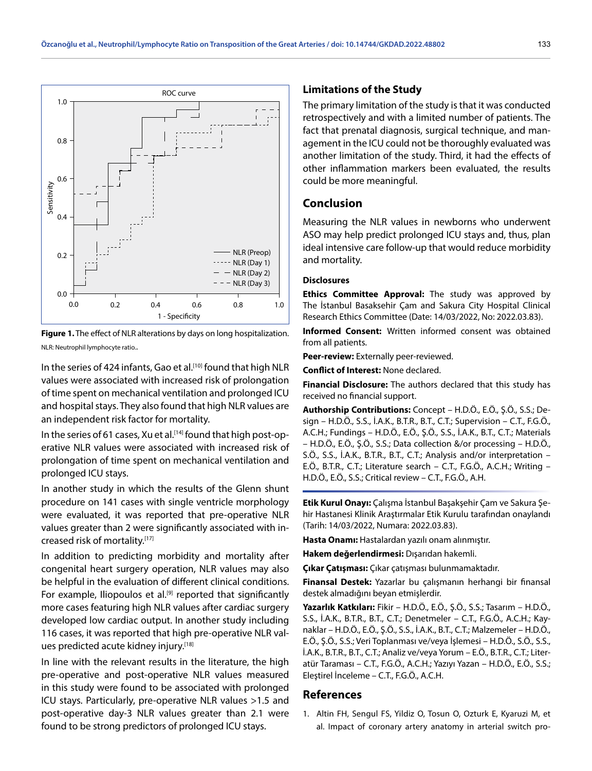Figure 1. The effect of NLR alterations by days on long hospitalization.

NLR: Neutrophil lymphocyte ratio..

In the series of 424 infants, Gao et al.[10] found that high NLR values were associated with increased risk of prolongation of time spent on mechanical ventilation and prolonged ICU and hospital stays. They also found that high NLR values are an independent risk factor for mortality.

In the series of 61 cases, Xu et al.[14] found that high post-operative NLR values were associated with increased risk of prolongation of time spent on mechanical ventilation and prolonged ICU stays.

In another study in which the results of the Glenn shunt procedure on 141 cases with single ventricle morphology were evaluated, it was reported that pre-operative NLR values greater than 2 were significantly associated with increased risk of mortality.[17]

In addition to predicting morbidity and mortality after congenital heart surgery operation, NLR values may also be helpful in the evaluation of different clinical conditions. For example, Iliopoulos et al.[9] reported that significantly more cases featuring high NLR values after cardiac surgery developed low cardiac output. In another study including 116 cases, it was reported that high pre-operative NLR values predicted acute kidney injury.[18]

In line with the relevant results in the literature, the high pre-operative and post-operative NLR values measured in this study were found to be associated with prolonged ICU stays. Particularly, pre-operative NLR values >1.5 and post-operative day-3 NLR values greater than 2.1 were found to be strong predictors of prolonged ICU stays.

## Limitations of the Study

The primary limitation of the study is that it was conducted retrospectively and with a limited number of patients. The fact that prenatal diagnosis, surgical technique, and management in the ICU could not be thoroughly evaluated was another limitation of the study. Third, it had the effects of other inflammation markers been evaluated, the results could be more meaningful.

## Conclusion

Measuring the NLR values in newborns who underwent ASO may help predict prolonged ICU stays and, thus, plan ideal intensive care follow-up that would reduce morbidity and mortality.

### Disclosures

**Ethics Committee Approval:** The study was approved by The İstanbul Basaksehir Çam and Sakura City Hospital Clinical Research Ethics Committee (Date: 14/03/2022, No: 2022.03.83).

**Informed Consent:** Written informed consent was obtained from all patients.

**Peer-review:** Externally peer-reviewed.

**Conflict of Interest:** None declared.

**Financial Disclosure:** The authors declared that this study has received no financial support.

**Authorship Contributions:** Concept – H.D.Ö., E.Ö., Ş.Ö., S.S.; Design – H.D.Ö., S.S., İ.A.K., B.T.R., B.T., C.T.; Supervision – C.T., F.G.Ö., A.C.H.; Fundings – H.D.Ö., E.Ö., Ş.Ö., S.S., İ.A.K., B.T., C.T.; Materials – H.D.Ö., E.Ö., Ş.Ö., S.S.; Data collection &/or processing – H.D.Ö., S.Ö., S.S., İ.A.K., B.T.R., B.T., C.T.; Analysis and/or interpretation – E.Ö., B.T.R., C.T.; Literature search – C.T., F.G.Ö., A.C.H.; Writing – H.D.Ö., E.Ö., S.S.; Critical review – C.T., F.G.Ö., A.H.

**Etik Kurul Onayı:** Çalışma İstanbul Başakşehir Çam ve Sakura Şehir Hastanesi Klinik Araştırmalar Etik Kurulu tarafından onaylandı (Tarih: 14/03/2022, Numara: 2022.03.83).

**Hasta Onamı:** Hastalardan yazılı onam alınmıştır.

**Hakem değerlendirmesi:** Dışarıdan hakemli.

**Çıkar Çatışması:** Çıkar çatışması bulunmamaktadır.

**Finansal Destek:** Yazarlar bu çalışmanın herhangi bir finansal destek almadığını beyan etmişlerdir.

**Yazarlık Katkıları:** Fikir – H.D.Ö., E.Ö., Ş.Ö., S.S.; Tasarım – H.D.Ö., S.S., İ.A.K., B.T.R., B.T., C.T.; Denetmeler – C.T., F.G.Ö., A.C.H.; Kaynaklar – H.D.Ö., E.Ö., Ş.Ö., S.S., İ.A.K., B.T., C.T.; Malzemeler – H.D.Ö., E.Ö., Ş.Ö., S.S.; Veri Toplanması ve/veya İşlemesi – H.D.Ö., S.Ö., S.S., İ.A.K., B.T.R., B.T., C.T.; Analiz ve/veya Yorum – E.Ö., B.T.R., C.T.; Literatür Taraması – C.T., F.G.Ö., A.C.H.; Yazıyı Yazan – H.D.Ö., E.Ö., S.S.; Eleştirel İnceleme – C.T., F.G.Ö., A.C.H.

## References

1. Altin FH, Sengul FS, Yildiz O, Tosun O, Ozturk E, Kyaruzi M, et al. Impact of coronary artery anatomy in arterial switch pro-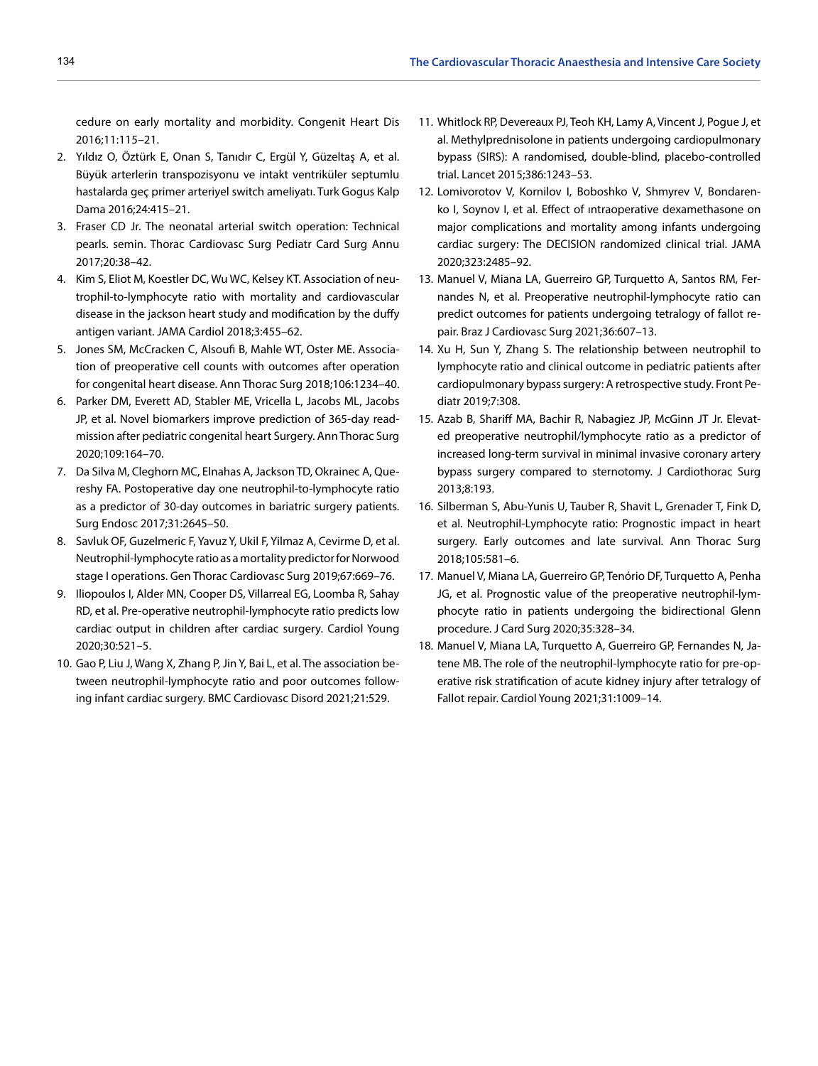cedure on early mortality and morbidity. Congenit Heart Dis 2016;11:115–21.

2. Yıldız O, Öztürk E, Onan S, Tanıdır C, Ergül Y, Güzeltaş A, et al. Büyük arterlerin transpozisyonu ve intakt ventriküler septumlu hastalarda geç primer arteriyel switch ameliyatı. Turk Gogus Kalp Dama 2016;24:415–21.
3. Fraser CD Jr. The neonatal arterial switch operation: Technical pearls. semin. Thorac Cardiovasc Surg Pediatr Card Surg Annu 2017;20:38–42.
4. Kim S, Eliot M, Koestler DC, Wu WC, Kelsey KT. Association of neutrophil-to-lymphocyte ratio with mortality and cardiovascular disease in the jackson heart study and modification by the duffy antigen variant. JAMA Cardiol 2018;3:455–62.
5. Jones SM, McCracken C, Alsoufi B, Mahle WT, Oster ME. Association of preoperative cell counts with outcomes after operation for congenital heart disease. Ann Thorac Surg 2018;106:1234–40.
6. Parker DM, Everett AD, Stabler ME, Vricella L, Jacobs ML, Jacobs JP, et al. Novel biomarkers improve prediction of 365-day readmission after pediatric congenital heart Surgery. Ann Thorac Surg 2020;109:164–70.
7. Da Silva M, Cleghorn MC, Elnahas A, Jackson TD, Okrainec A, Quereshy FA. Postoperative day one neutrophil-to-lymphocyte ratio as a predictor of 30-day outcomes in bariatric surgery patients. Surg Endosc 2017;31:2645–50.
8. Savluk OF, Guzelmeric F, Yavuz Y, Ukil F, Yilmaz A, Cevirme D, et al. Neutrophil-lymphocyte ratio as a mortality predictor for Norwood stage I operations. Gen Thorac Cardiovasc Surg 2019;67:669–76.
9. Iliopoulos I, Alder MN, Cooper DS, Villarreal EG, Loomba R, Sahay RD, et al. Pre-operative neutrophil-lymphocyte ratio predicts low cardiac output in children after cardiac surgery. Cardiol Young 2020;30:521–5.
10. Gao P, Liu J, Wang X, Zhang P, Jin Y, Bai L, et al. The association between neutrophil-lymphocyte ratio and poor outcomes following infant cardiac surgery. BMC Cardiovasc Disord 2021;21:529.
11. Whitlock RP, Devereaux PJ, Teoh KH, Lamy A, Vincent J, Pogue J, et al. Methylprednisolone in patients undergoing cardiopulmonary bypass (SIRS): A randomised, double-blind, placebo-controlled trial. Lancet 2015;386:1243–53.
12. Lomivorotov V, Kornilov I, Boboshko V, Shmyrev V, Bondarenko I, Soynov I, et al. Effect of ıntraoperative dexamethasone on major complications and mortality among infants undergoing cardiac surgery: The DECISION randomized clinical trial. JAMA 2020;323:2485–92.
13. Manuel V, Miana LA, Guerreiro GP, Turquetto A, Santos RM, Fernandes N, et al. Preoperative neutrophil-lymphocyte ratio can predict outcomes for patients undergoing tetralogy of fallot repair. Braz J Cardiovasc Surg 2021;36:607–13.
14. Xu H, Sun Y, Zhang S. The relationship between neutrophil to lymphocyte ratio and clinical outcome in pediatric patients after cardiopulmonary bypass surgery: A retrospective study. Front Pediatr 2019;7:308.
15. Azab B, Shariff MA, Bachir R, Nabagiez JP, McGinn JT Jr. Elevated preoperative neutrophil/lymphocyte ratio as a predictor of increased long-term survival in minimal invasive coronary artery bypass surgery compared to sternotomy. J Cardiothorac Surg 2013;8:193.
16. Silberman S, Abu-Yunis U, Tauber R, Shavit L, Grenader T, Fink D, et al. Neutrophil-Lymphocyte ratio: Prognostic impact in heart surgery. Early outcomes and late survival. Ann Thorac Surg 2018;105:581–6.
17. Manuel V, Miana LA, Guerreiro GP, Tenório DF, Turquetto A, Penha JG, et al. Prognostic value of the preoperative neutrophil-lymphocyte ratio in patients undergoing the bidirectional Glenn procedure. J Card Surg 2020;35:328–34.
18. Manuel V, Miana LA, Turquetto A, Guerreiro GP, Fernandes N, Jatene MB. The role of the neutrophil-lymphocyte ratio for pre-operative risk stratification of acute kidney injury after tetralogy of Fallot repair. Cardiol Young 2021;31:1009–14.